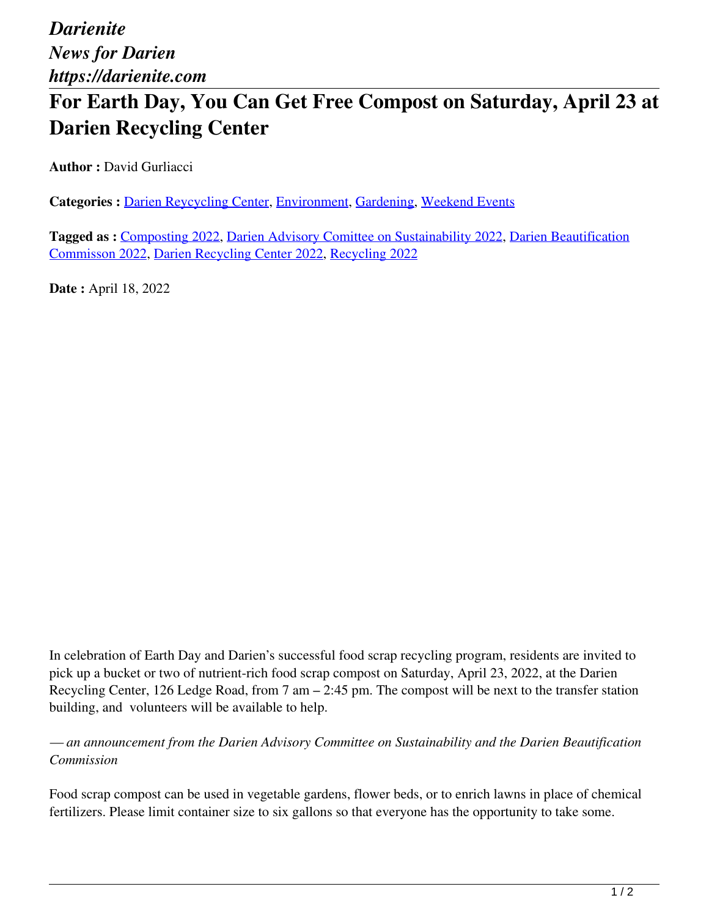*Darienite*
*News for Darien*
*https://darienite.com*

# For Earth Day, You Can Get Free Compost on Saturday, April 23 at Darien Recycling Center

**Author :** David Gurliacci

**Categories :** [Darien Reycycling Center](), [Environment](), [Gardening](), [Weekend Events]()

**Tagged as :** [Composting 2022](), [Darien Advisory Comittee on Sustainability 2022](), [Darien Beautification Commisson 2022](), [Darien Recycling Center 2022](), [Recycling 2022]()

**Date :** April 18, 2022

In celebration of Earth Day and Darien's successful food scrap recycling program, residents are invited to pick up a bucket or two of nutrient-rich food scrap compost on Saturday, April 23, 2022, at the Darien Recycling Center, 126 Ledge Road, from 7 am – 2:45 pm. The compost will be next to the transfer station building, and volunteers will be available to help.

*— an announcement from the Darien Advisory Committee on Sustainability and the Darien Beautification Commission*

Food scrap compost can be used in vegetable gardens, flower beds, or to enrich lawns in place of chemical fertilizers. Please limit container size to six gallons so that everyone has the opportunity to take some.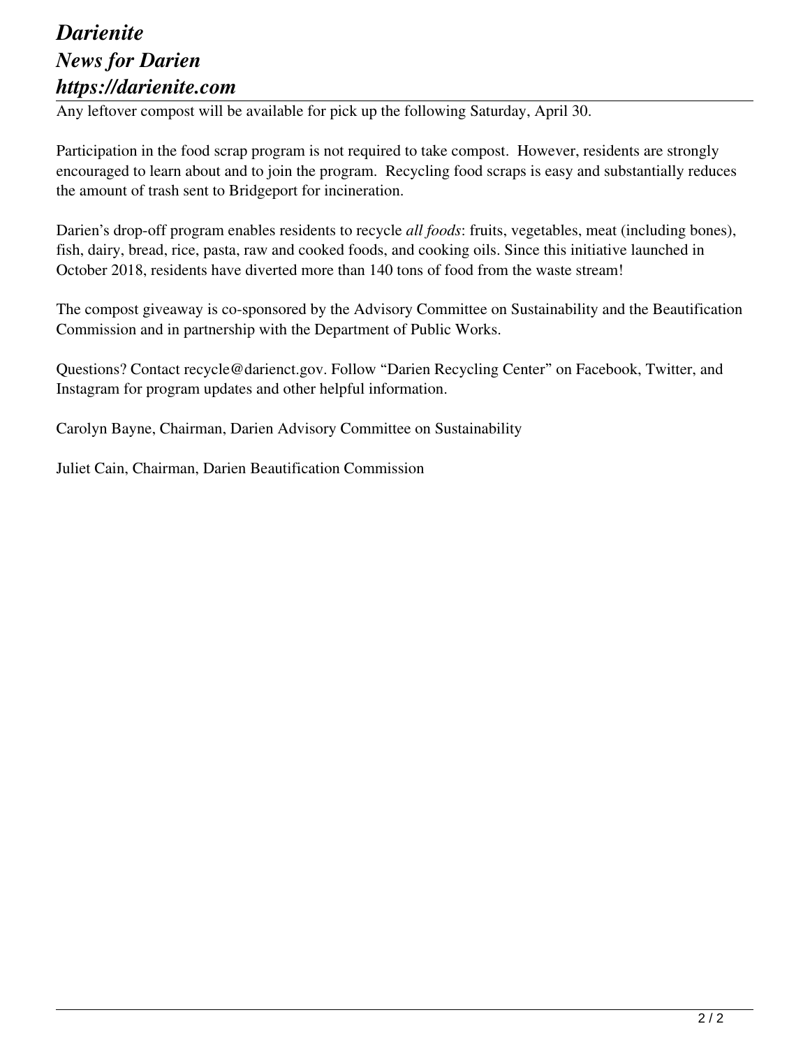Any leftover compost will be available for pick up the following Saturday, April 30.

Participation in the food scrap program is not required to take compost. However, residents are strongly encouraged to learn about and to join the program. Recycling food scraps is easy and substantially reduces the amount of trash sent to Bridgeport for incineration.

Darien's drop-off program enables residents to recycle *all foods*: fruits, vegetables, meat (including bones), fish, dairy, bread, rice, pasta, raw and cooked foods, and cooking oils. Since this initiative launched in October 2018, residents have diverted more than 140 tons of food from the waste stream!

The compost giveaway is co-sponsored by the Advisory Committee on Sustainability and the Beautification Commission and in partnership with the Department of Public Works.

Questions? Contact recycle@darienct.gov. Follow "Darien Recycling Center" on Facebook, Twitter, and Instagram for program updates and other helpful information.

Carolyn Bayne, Chairman, Darien Advisory Committee on Sustainability

Juliet Cain, Chairman, Darien Beautification Commission